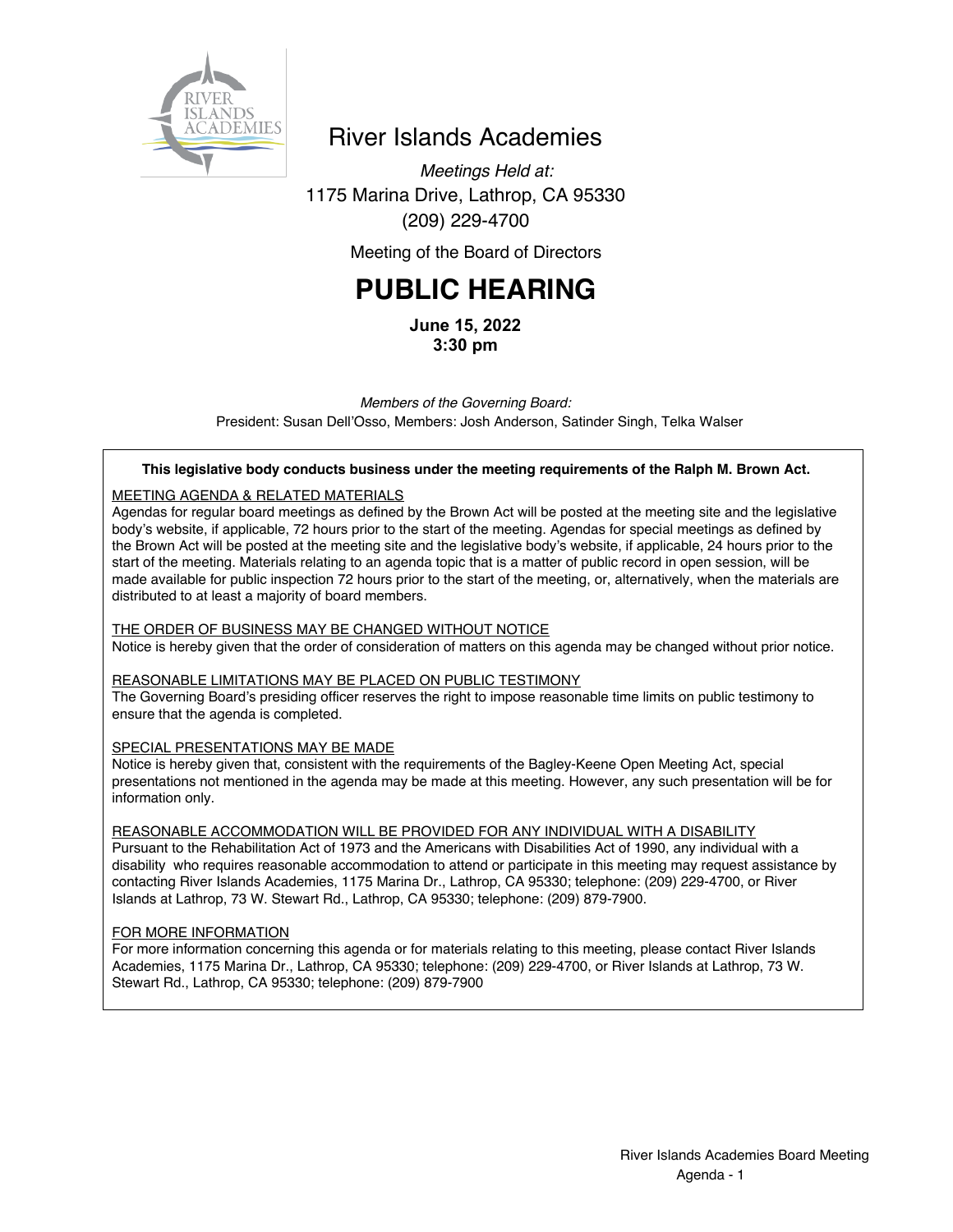# River Islands Academies

*Meetings Held at:*
1175 Marina Drive, Lathrop, CA 95330
(209) 229-4700

Meeting of the Board of Directors

# PUBLIC HEARING

**June 15, 2022**
**3:30 pm**

*Members of the Governing Board:*
President: Susan Dell'Osso, Members: Josh Anderson, Satinder Singh, Telka Walser

**This legislative body conducts business under the meeting requirements of the Ralph M. Brown Act.**

MEETING AGENDA & RELATED MATERIALS
Agendas for regular board meetings as defined by the Brown Act will be posted at the meeting site and the legislative body's website, if applicable, 72 hours prior to the start of the meeting. Agendas for special meetings as defined by the Brown Act will be posted at the meeting site and the legislative body's website, if applicable, 24 hours prior to the start of the meeting. Materials relating to an agenda topic that is a matter of public record in open session, will be made available for public inspection 72 hours prior to the start of the meeting, or, alternatively, when the materials are distributed to at least a majority of board members.

THE ORDER OF BUSINESS MAY BE CHANGED WITHOUT NOTICE
Notice is hereby given that the order of consideration of matters on this agenda may be changed without prior notice.

REASONABLE LIMITATIONS MAY BE PLACED ON PUBLIC TESTIMONY
The Governing Board's presiding officer reserves the right to impose reasonable time limits on public testimony to ensure that the agenda is completed.

SPECIAL PRESENTATIONS MAY BE MADE
Notice is hereby given that, consistent with the requirements of the Bagley-Keene Open Meeting Act, special presentations not mentioned in the agenda may be made at this meeting. However, any such presentation will be for information only.

REASONABLE ACCOMMODATION WILL BE PROVIDED FOR ANY INDIVIDUAL WITH A DISABILITY
Pursuant to the Rehabilitation Act of 1973 and the Americans with Disabilities Act of 1990, any individual with a disability who requires reasonable accommodation to attend or participate in this meeting may request assistance by contacting River Islands Academies, 1175 Marina Dr., Lathrop, CA 95330; telephone: (209) 229-4700, or River Islands at Lathrop, 73 W. Stewart Rd., Lathrop, CA 95330; telephone: (209) 879-7900.

FOR MORE INFORMATION
For more information concerning this agenda or for materials relating to this meeting, please contact River Islands Academies, 1175 Marina Dr., Lathrop, CA 95330; telephone: (209) 229-4700, or River Islands at Lathrop, 73 W. Stewart Rd., Lathrop, CA 95330; telephone: (209) 879-7900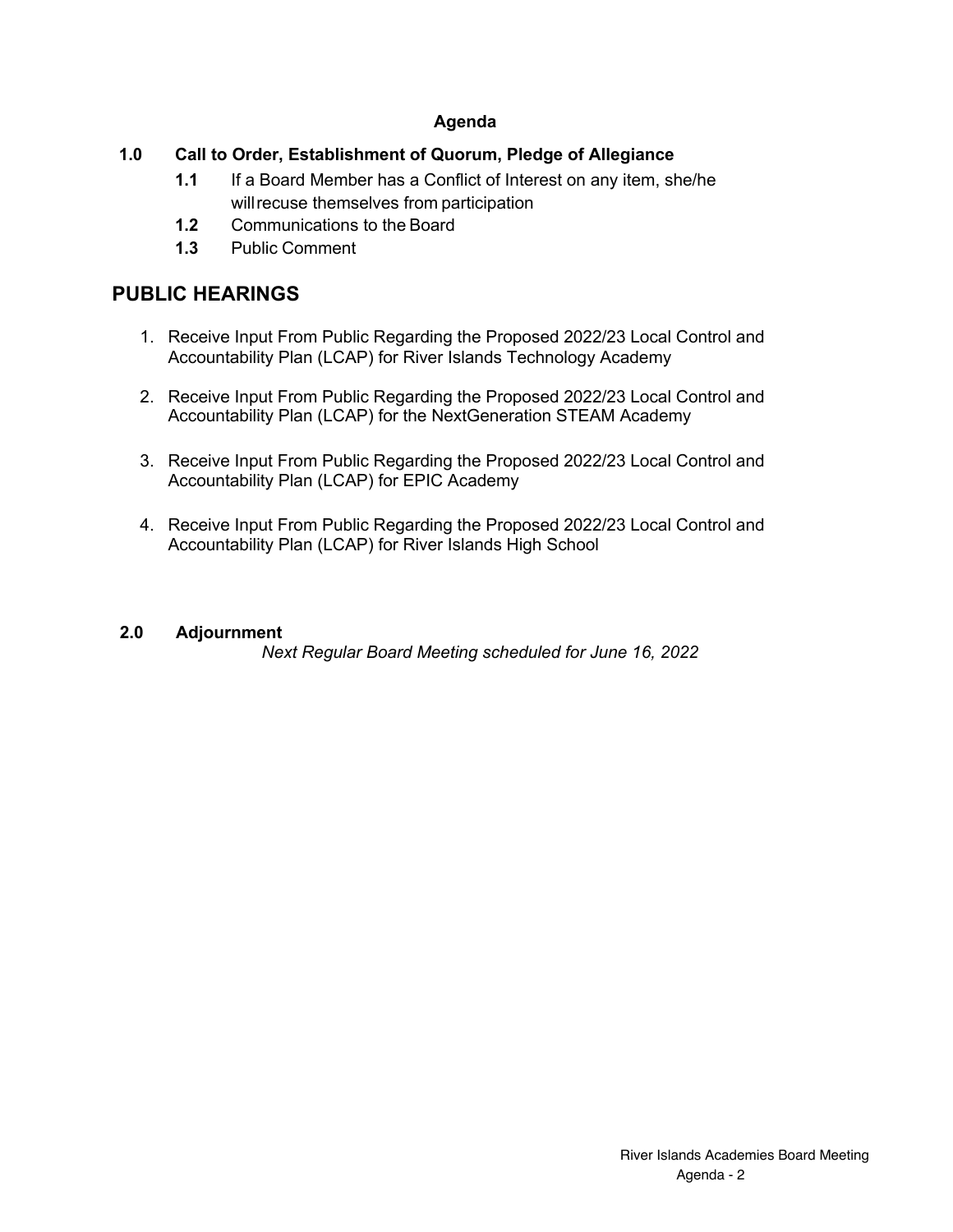## Agenda

**1.0 Call to Order, Establishment of Quorum, Pledge of Allegiance**

- **1.1** If a Board Member has a Conflict of Interest on any item, she/he will recuse themselves from participation
- **1.2** Communications to the Board
- **1.3** Public Comment

## PUBLIC HEARINGS

1. Receive Input From Public Regarding the Proposed 2022/23 Local Control and Accountability Plan (LCAP) for River Islands Technology Academy
2. Receive Input From Public Regarding the Proposed 2022/23 Local Control and Accountability Plan (LCAP) for the NextGeneration STEAM Academy
3. Receive Input From Public Regarding the Proposed 2022/23 Local Control and Accountability Plan (LCAP) for EPIC Academy
4. Receive Input From Public Regarding the Proposed 2022/23 Local Control and Accountability Plan (LCAP) for River Islands High School

**2.0 Adjournment**

*Next Regular Board Meeting scheduled for June 16, 2022*